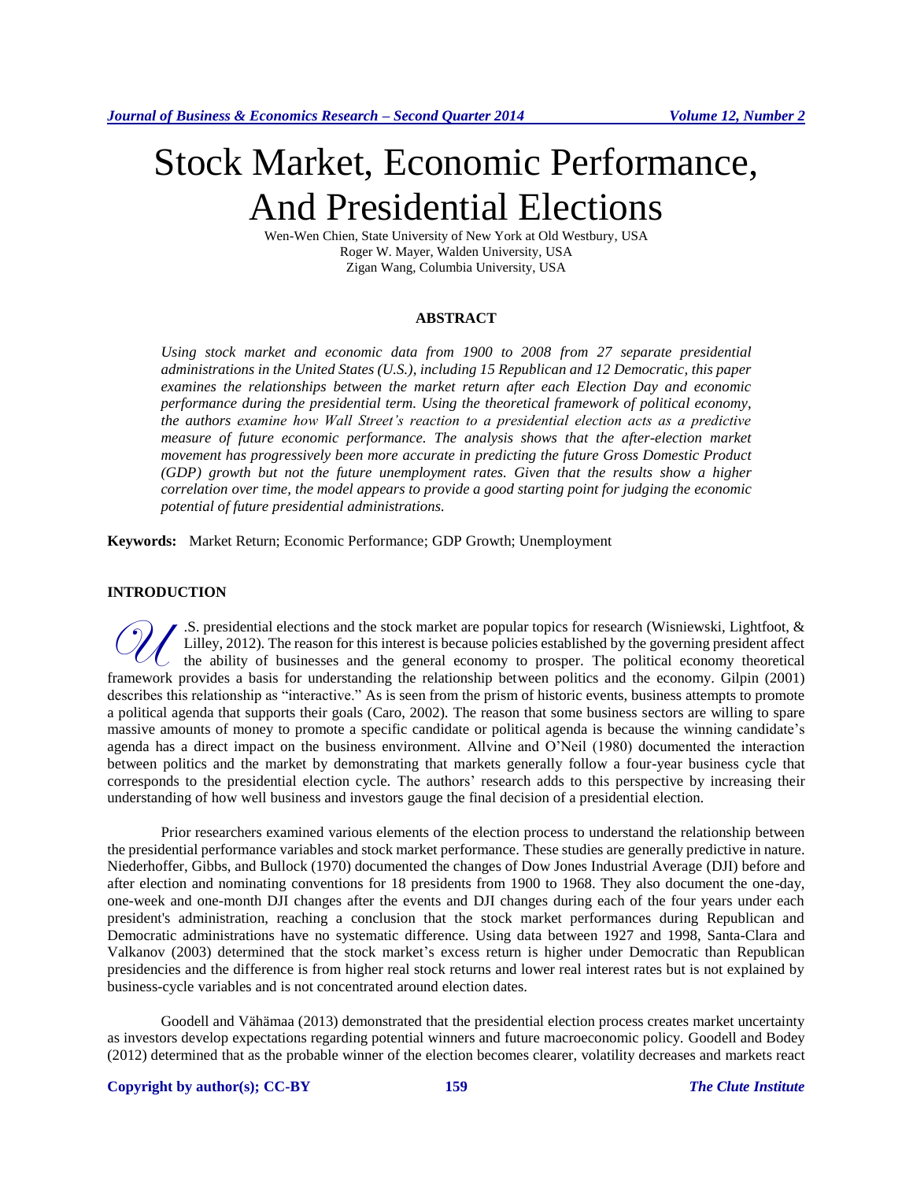# Stock Market, Economic Performance, And Presidential Elections

Wen-Wen Chien, State University of New York at Old Westbury, USA
Roger W. Mayer, Walden University, USA
Zigan Wang, Columbia University, USA

## ABSTRACT

*Using stock market and economic data from 1900 to 2008 from 27 separate presidential administrations in the United States (U.S.), including 15 Republican and 12 Democratic, this paper examines the relationships between the market return after each Election Day and economic performance during the presidential term. Using the theoretical framework of political economy, the authors examine how Wall Street's reaction to a presidential election acts as a predictive measure of future economic performance. The analysis shows that the after-election market movement has progressively been more accurate in predicting the future Gross Domestic Product (GDP) growth but not the future unemployment rates. Given that the results show a higher correlation over time, the model appears to provide a good starting point for judging the economic potential of future presidential administrations.*

**Keywords:** Market Return; Economic Performance; GDP Growth; Unemployment

## INTRODUCTION

U.S. presidential elections and the stock market are popular topics for research (Wisniewski, Lightfoot, & Lilley, 2012). The reason for this interest is because policies established by the governing president affect the ability of businesses and the general economy to prosper. The political economy theoretical framework provides a basis for understanding the relationship between politics and the economy. Gilpin (2001) describes this relationship as "interactive." As is seen from the prism of historic events, business attempts to promote a political agenda that supports their goals (Caro, 2002). The reason that some business sectors are willing to spare massive amounts of money to promote a specific candidate or political agenda is because the winning candidate's agenda has a direct impact on the business environment. Allvine and O'Neil (1980) documented the interaction between politics and the market by demonstrating that markets generally follow a four-year business cycle that corresponds to the presidential election cycle. The authors' research adds to this perspective by increasing their understanding of how well business and investors gauge the final decision of a presidential election.

Prior researchers examined various elements of the election process to understand the relationship between the presidential performance variables and stock market performance. These studies are generally predictive in nature. Niederhoffer, Gibbs, and Bullock (1970) documented the changes of Dow Jones Industrial Average (DJI) before and after election and nominating conventions for 18 presidents from 1900 to 1968. They also document the one-day, one-week and one-month DJI changes after the events and DJI changes during each of the four years under each president's administration, reaching a conclusion that the stock market performances during Republican and Democratic administrations have no systematic difference. Using data between 1927 and 1998, Santa-Clara and Valkanov (2003) determined that the stock market's excess return is higher under Democratic than Republican presidencies and the difference is from higher real stock returns and lower real interest rates but is not explained by business-cycle variables and is not concentrated around election dates.

Goodell and Vähämaa (2013) demonstrated that the presidential election process creates market uncertainty as investors develop expectations regarding potential winners and future macroeconomic policy. Goodell and Bodey (2012) determined that as the probable winner of the election becomes clearer, volatility decreases and markets react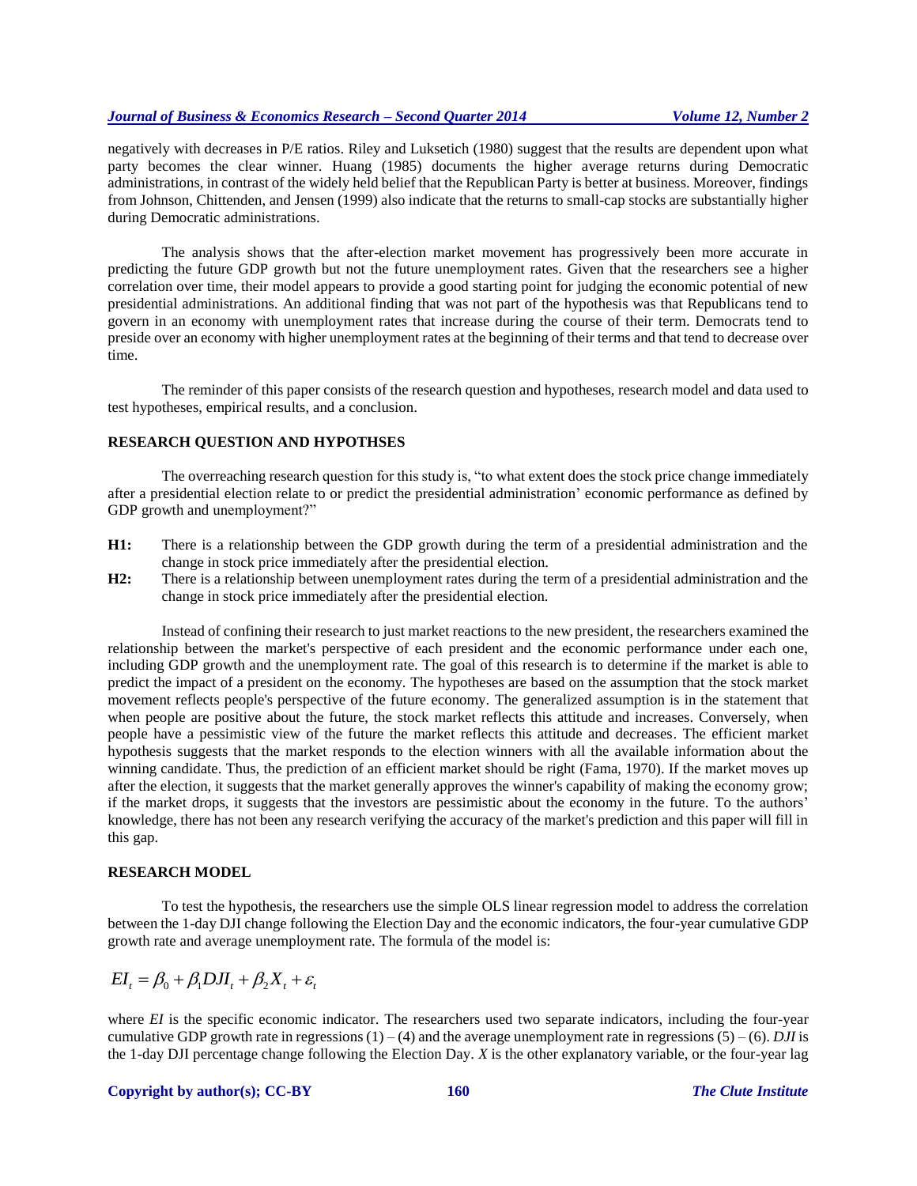negatively with decreases in P/E ratios. Riley and Luksetich (1980) suggest that the results are dependent upon what party becomes the clear winner. Huang (1985) documents the higher average returns during Democratic administrations, in contrast of the widely held belief that the Republican Party is better at business. Moreover, findings from Johnson, Chittenden, and Jensen (1999) also indicate that the returns to small-cap stocks are substantially higher during Democratic administrations.

The analysis shows that the after-election market movement has progressively been more accurate in predicting the future GDP growth but not the future unemployment rates. Given that the researchers see a higher correlation over time, their model appears to provide a good starting point for judging the economic potential of new presidential administrations. An additional finding that was not part of the hypothesis was that Republicans tend to govern in an economy with unemployment rates that increase during the course of their term. Democrats tend to preside over an economy with higher unemployment rates at the beginning of their terms and that tend to decrease over time.

The reminder of this paper consists of the research question and hypotheses, research model and data used to test hypotheses, empirical results, and a conclusion.

## RESEARCH QUESTION AND HYPOTHSES

The overreaching research question for this study is, "to what extent does the stock price change immediately after a presidential election relate to or predict the presidential administration' economic performance as defined by GDP growth and unemployment?"

**H1:** There is a relationship between the GDP growth during the term of a presidential administration and the change in stock price immediately after the presidential election.

**H2:** There is a relationship between unemployment rates during the term of a presidential administration and the change in stock price immediately after the presidential election.

Instead of confining their research to just market reactions to the new president, the researchers examined the relationship between the market's perspective of each president and the economic performance under each one, including GDP growth and the unemployment rate. The goal of this research is to determine if the market is able to predict the impact of a president on the economy. The hypotheses are based on the assumption that the stock market movement reflects people's perspective of the future economy. The generalized assumption is in the statement that when people are positive about the future, the stock market reflects this attitude and increases. Conversely, when people have a pessimistic view of the future the market reflects this attitude and decreases. The efficient market hypothesis suggests that the market responds to the election winners with all the available information about the winning candidate. Thus, the prediction of an efficient market should be right (Fama, 1970). If the market moves up after the election, it suggests that the market generally approves the winner's capability of making the economy grow; if the market drops, it suggests that the investors are pessimistic about the economy in the future. To the authors' knowledge, there has not been any research verifying the accuracy of the market's prediction and this paper will fill in this gap.

## RESEARCH MODEL

To test the hypothesis, the researchers use the simple OLS linear regression model to address the correlation between the 1-day DJI change following the Election Day and the economic indicators, the four-year cumulative GDP growth rate and average unemployment rate. The formula of the model is:

$$EI_t = \beta_0 + \beta_1 DJI_t + \beta_2 X_t + \varepsilon_t$$

where $EI$ is the specific economic indicator. The researchers used two separate indicators, including the four-year cumulative GDP growth rate in regressions (1) – (4) and the average unemployment rate in regressions (5) – (6). $DJI$ is the 1-day DJI percentage change following the Election Day. $X$ is the other explanatory variable, or the four-year lag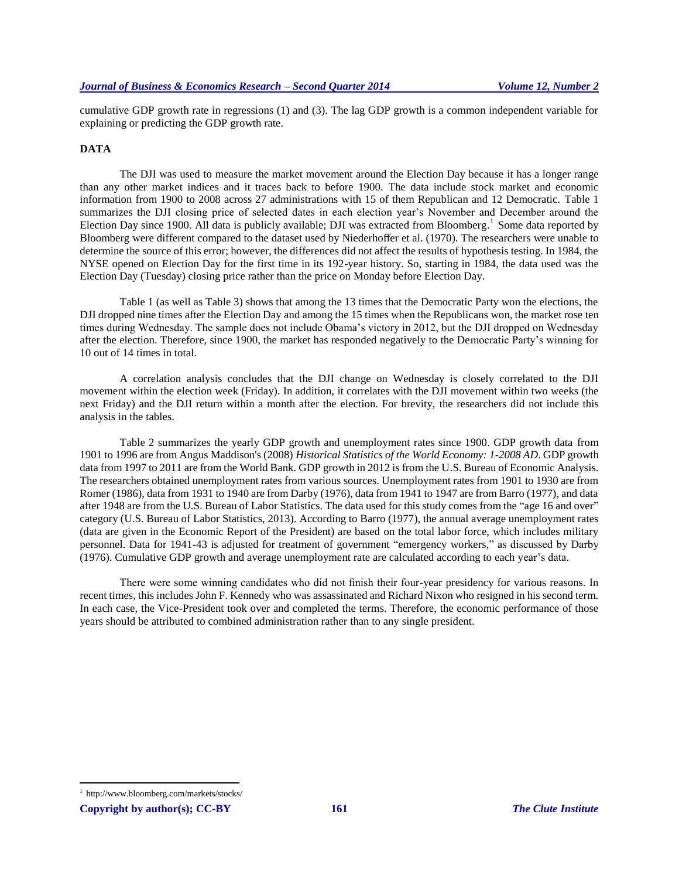cumulative GDP growth rate in regressions (1) and (3). The lag GDP growth is a common independent variable for explaining or predicting the GDP growth rate.

## DATA

The DJI was used to measure the market movement around the Election Day because it has a longer range than any other market indices and it traces back to before 1900. The data include stock market and economic information from 1900 to 2008 across 27 administrations with 15 of them Republican and 12 Democratic. Table 1 summarizes the DJI closing price of selected dates in each election year's November and December around the Election Day since 1900. All data is publicly available; DJI was extracted from Bloomberg.[1] Some data reported by Bloomberg were different compared to the dataset used by Niederhoffer et al. (1970). The researchers were unable to determine the source of this error; however, the differences did not affect the results of hypothesis testing. In 1984, the NYSE opened on Election Day for the first time in its 192-year history. So, starting in 1984, the data used was the Election Day (Tuesday) closing price rather than the price on Monday before Election Day.

Table 1 (as well as Table 3) shows that among the 13 times that the Democratic Party won the elections, the DJI dropped nine times after the Election Day and among the 15 times when the Republicans won, the market rose ten times during Wednesday. The sample does not include Obama's victory in 2012, but the DJI dropped on Wednesday after the election. Therefore, since 1900, the market has responded negatively to the Democratic Party's winning for 10 out of 14 times in total.

A correlation analysis concludes that the DJI change on Wednesday is closely correlated to the DJI movement within the election week (Friday). In addition, it correlates with the DJI movement within two weeks (the next Friday) and the DJI return within a month after the election. For brevity, the researchers did not include this analysis in the tables.

Table 2 summarizes the yearly GDP growth and unemployment rates since 1900. GDP growth data from 1901 to 1996 are from Angus Maddison's (2008) *Historical Statistics of the World Economy: 1-2008 AD*. GDP growth data from 1997 to 2011 are from the World Bank. GDP growth in 2012 is from the U.S. Bureau of Economic Analysis. The researchers obtained unemployment rates from various sources. Unemployment rates from 1901 to 1930 are from Romer (1986), data from 1931 to 1940 are from Darby (1976), data from 1941 to 1947 are from Barro (1977), and data after 1948 are from the U.S. Bureau of Labor Statistics. The data used for this study comes from the "age 16 and over" category (U.S. Bureau of Labor Statistics, 2013). According to Barro (1977), the annual average unemployment rates (data are given in the Economic Report of the President) are based on the total labor force, which includes military personnel. Data for 1941-43 is adjusted for treatment of government "emergency workers," as discussed by Darby (1976). Cumulative GDP growth and average unemployment rate are calculated according to each year's data.

There were some winning candidates who did not finish their four-year presidency for various reasons. In recent times, this includes John F. Kennedy who was assassinated and Richard Nixon who resigned in his second term. In each case, the Vice-President took over and completed the terms. Therefore, the economic performance of those years should be attributed to combined administration rather than to any single president.

---

[1] http://www.bloomberg.com/markets/stocks/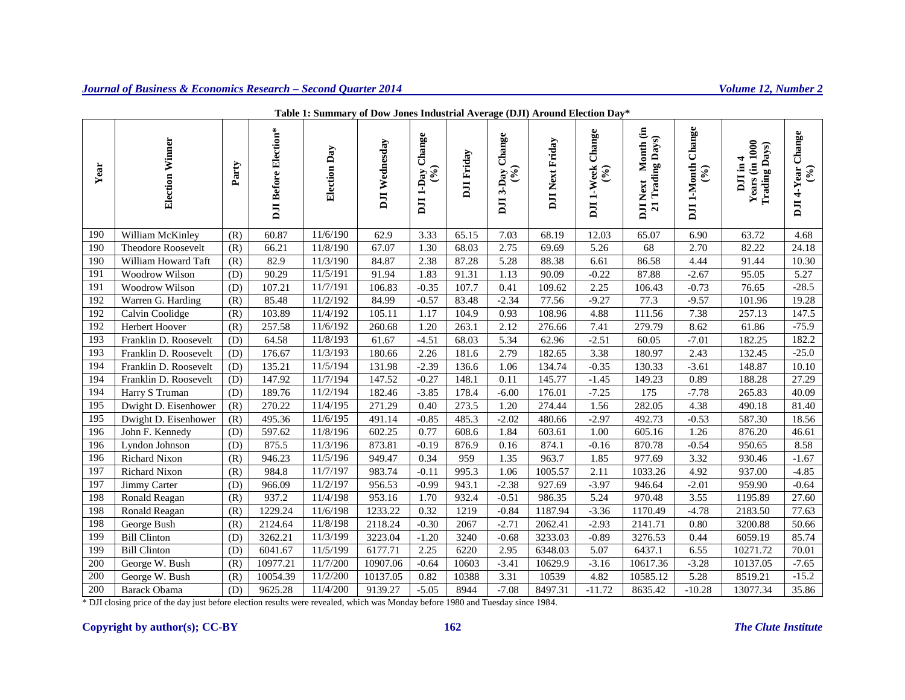**Table 1: Summary of Dow Jones Industrial Average (DJI) Around Election Day***

| Year | Election Winner | Party | DJI Before Election* | Election Day | DJI Wednesday | DJI 1-Day Change (%) | DJI Friday | DJI 3-Day Change (%) | DJI Next Friday | DJI 1-Week Change (%) | DJI Next Month (in 21 Trading Days) | DJI 1-Month Change (%) | DJI in 4 Years (in 1000 Trading Days) | DJI 4-Year Change (%) |
|---|---|---|---|---|---|---|---|---|---|---|---|---|---|---|
| 190 | William McKinley | (R) | 60.87 | 11/6/190 | 62.9 | 3.33 | 65.15 | 7.03 | 68.19 | 12.03 | 65.07 | 6.90 | 63.72 | 4.68 |
| 190 | Theodore Roosevelt | (R) | 66.21 | 11/8/190 | 67.07 | 1.30 | 68.03 | 2.75 | 69.69 | 5.26 | 68 | 2.70 | 82.22 | 24.18 |
| 190 | William Howard Taft | (R) | 82.9 | 11/3/190 | 84.87 | 2.38 | 87.28 | 5.28 | 88.38 | 6.61 | 86.58 | 4.44 | 91.44 | 10.30 |
| 191 | Woodrow Wilson | (D) | 90.29 | 11/5/191 | 91.94 | 1.83 | 91.31 | 1.13 | 90.09 | -0.22 | 87.88 | -2.67 | 95.05 | 5.27 |
| 191 | Woodrow Wilson | (D) | 107.21 | 11/7/191 | 106.83 | -0.35 | 107.7 | 0.41 | 109.62 | 2.25 | 106.43 | -0.73 | 76.65 | -28.5 |
| 192 | Warren G. Harding | (R) | 85.48 | 11/2/192 | 84.99 | -0.57 | 83.48 | -2.34 | 77.56 | -9.27 | 77.3 | -9.57 | 101.96 | 19.28 |
| 192 | Calvin Coolidge | (R) | 103.89 | 11/4/192 | 105.11 | 1.17 | 104.9 | 0.93 | 108.96 | 4.88 | 111.56 | 7.38 | 257.13 | 147.5 |
| 192 | Herbert Hoover | (R) | 257.58 | 11/6/192 | 260.68 | 1.20 | 263.1 | 2.12 | 276.66 | 7.41 | 279.79 | 8.62 | 61.86 | -75.9 |
| 193 | Franklin D. Roosevelt | (D) | 64.58 | 11/8/193 | 61.67 | -4.51 | 68.03 | 5.34 | 62.96 | -2.51 | 60.05 | -7.01 | 182.25 | 182.2 |
| 193 | Franklin D. Roosevelt | (D) | 176.67 | 11/3/193 | 180.66 | 2.26 | 181.6 | 2.79 | 182.65 | 3.38 | 180.97 | 2.43 | 132.45 | -25.0 |
| 194 | Franklin D. Roosevelt | (D) | 135.21 | 11/5/194 | 131.98 | -2.39 | 136.6 | 1.06 | 134.74 | -0.35 | 130.33 | -3.61 | 148.87 | 10.10 |
| 194 | Franklin D. Roosevelt | (D) | 147.92 | 11/7/194 | 147.52 | -0.27 | 148.1 | 0.11 | 145.77 | -1.45 | 149.23 | 0.89 | 188.28 | 27.29 |
| 194 | Harry S Truman | (D) | 189.76 | 11/2/194 | 182.46 | -3.85 | 178.4 | -6.00 | 176.01 | -7.25 | 175 | -7.78 | 265.83 | 40.09 |
| 195 | Dwight D. Eisenhower | (R) | 270.22 | 11/4/195 | 271.29 | 0.40 | 273.5 | 1.20 | 274.44 | 1.56 | 282.05 | 4.38 | 490.18 | 81.40 |
| 195 | Dwight D. Eisenhower | (R) | 495.36 | 11/6/195 | 491.14 | -0.85 | 485.3 | -2.02 | 480.66 | -2.97 | 492.73 | -0.53 | 587.30 | 18.56 |
| 196 | John F. Kennedy | (D) | 597.62 | 11/8/196 | 602.25 | 0.77 | 608.6 | 1.84 | 603.61 | 1.00 | 605.16 | 1.26 | 876.20 | 46.61 |
| 196 | Lyndon Johnson | (D) | 875.5 | 11/3/196 | 873.81 | -0.19 | 876.9 | 0.16 | 874.1 | -0.16 | 870.78 | -0.54 | 950.65 | 8.58 |
| 196 | Richard Nixon | (R) | 946.23 | 11/5/196 | 949.47 | 0.34 | 959 | 1.35 | 963.7 | 1.85 | 977.69 | 3.32 | 930.46 | -1.67 |
| 197 | Richard Nixon | (R) | 984.8 | 11/7/197 | 983.74 | -0.11 | 995.3 | 1.06 | 1005.57 | 2.11 | 1033.26 | 4.92 | 937.00 | -4.85 |
| 197 | Jimmy Carter | (D) | 966.09 | 11/2/197 | 956.53 | -0.99 | 943.1 | -2.38 | 927.69 | -3.97 | 946.64 | -2.01 | 959.90 | -0.64 |
| 198 | Ronald Reagan | (R) | 937.2 | 11/4/198 | 953.16 | 1.70 | 932.4 | -0.51 | 986.35 | 5.24 | 970.48 | 3.55 | 1195.89 | 27.60 |
| 198 | Ronald Reagan | (R) | 1229.24 | 11/6/198 | 1233.22 | 0.32 | 1219 | -0.84 | 1187.94 | -3.36 | 1170.49 | -4.78 | 2183.50 | 77.63 |
| 198 | George Bush | (R) | 2124.64 | 11/8/198 | 2118.24 | -0.30 | 2067 | -2.71 | 2062.41 | -2.93 | 2141.71 | 0.80 | 3200.88 | 50.66 |
| 199 | Bill Clinton | (D) | 3262.21 | 11/3/199 | 3223.04 | -1.20 | 3240 | -0.68 | 3233.03 | -0.89 | 3276.53 | 0.44 | 6059.19 | 85.74 |
| 199 | Bill Clinton | (D) | 6041.67 | 11/5/199 | 6177.71 | 2.25 | 6220 | 2.95 | 6348.03 | 5.07 | 6437.1 | 6.55 | 10271.72 | 70.01 |
| 200 | George W. Bush | (R) | 10977.21 | 11/7/200 | 10907.06 | -0.64 | 10603 | -3.41 | 10629.9 | -3.16 | 10617.36 | -3.28 | 10137.05 | -7.65 |
| 200 | George W. Bush | (R) | 10054.39 | 11/2/200 | 10137.05 | 0.82 | 10388 | 3.31 | 10539 | 4.82 | 10585.12 | 5.28 | 8519.21 | -15.2 |
| 200 | Barack Obama | (D) | 9625.28 | 11/4/200 | 9139.27 | -5.05 | 8944 | -7.08 | 8497.31 | -11.72 | 8635.42 | -10.28 | 13077.34 | 35.86 |

* DJI closing price of the day just before election results were revealed, which was Monday before 1980 and Tuesday since 1984.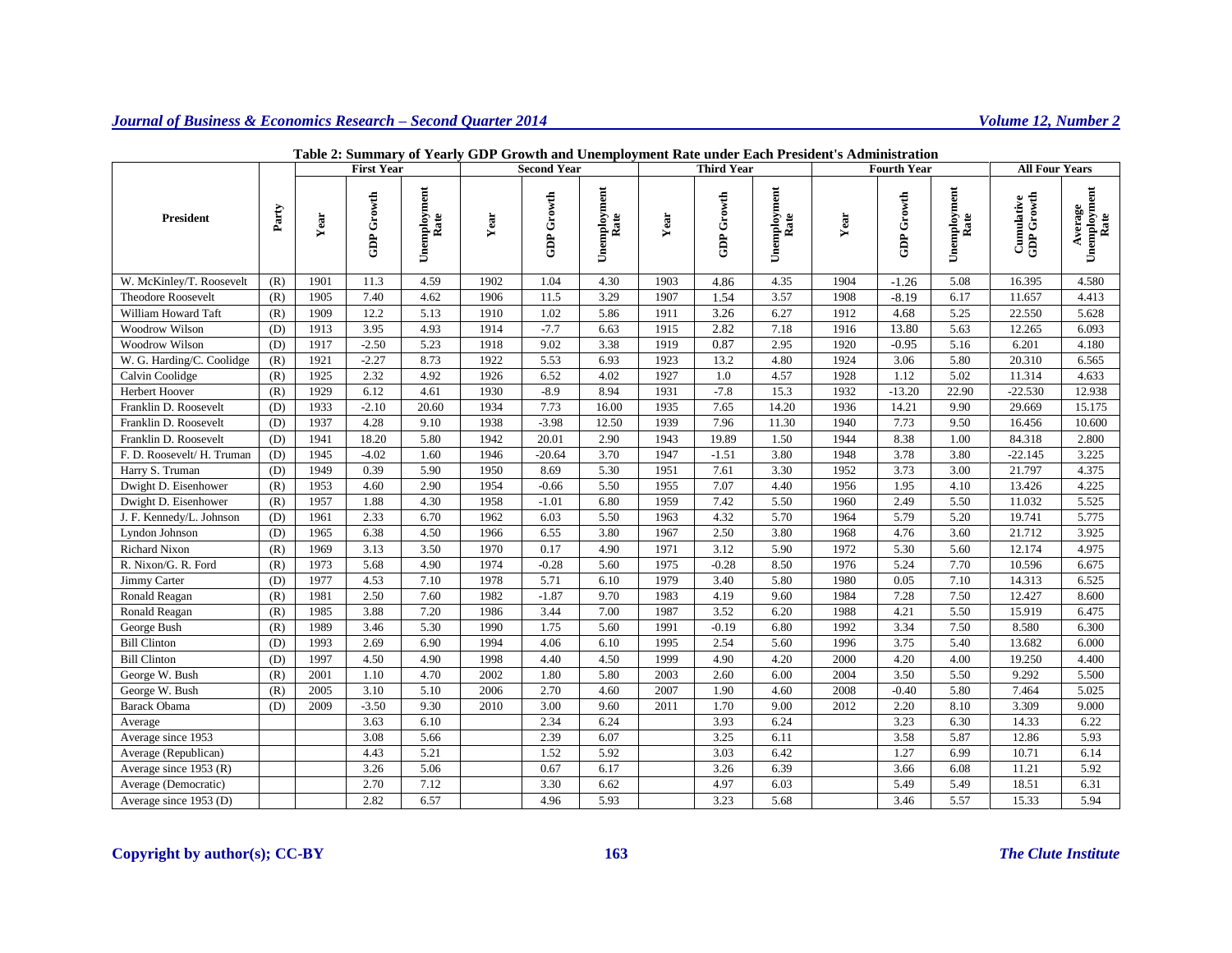**Table 2: Summary of Yearly GDP Growth and Unemployment Rate under Each President's Administration**

| President | Party | First Year | | | Second Year | | | Third Year | | | Fourth Year | | | All Four Years | |
|---|---|---|---|---|---|---|---|---|---|---|---|---|---|---|---|
| | | Year | GDP Growth | Unemployment Rate | Year | GDP Growth | Unemployment Rate | Year | GDP Growth | Unemployment Rate | Year | GDP Growth | Unemployment Rate | Cumulative GDP Growth | Average Unemployment Rate |
| W. McKinley/T. Roosevelt | (R) | 1901 | 11.3 | 4.59 | 1902 | 1.04 | 4.30 | 1903 | 4.86 | 4.35 | 1904 | -1.26 | 5.08 | 16.395 | 4.580 |
| Theodore Roosevelt | (R) | 1905 | 7.40 | 4.62 | 1906 | 11.5 | 3.29 | 1907 | 1.54 | 3.57 | 1908 | -8.19 | 6.17 | 11.657 | 4.413 |
| William Howard Taft | (R) | 1909 | 12.2 | 5.13 | 1910 | 1.02 | 5.86 | 1911 | 3.26 | 6.27 | 1912 | 4.68 | 5.25 | 22.550 | 5.628 |
| Woodrow Wilson | (D) | 1913 | 3.95 | 4.93 | 1914 | -7.7 | 6.63 | 1915 | 2.82 | 7.18 | 1916 | 13.80 | 5.63 | 12.265 | 6.093 |
| Woodrow Wilson | (D) | 1917 | -2.50 | 5.23 | 1918 | 9.02 | 3.38 | 1919 | 0.87 | 2.95 | 1920 | -0.95 | 5.16 | 6.201 | 4.180 |
| W. G. Harding/C. Coolidge | (R) | 1921 | -2.27 | 8.73 | 1922 | 5.53 | 6.93 | 1923 | 13.2 | 4.80 | 1924 | 3.06 | 5.80 | 20.310 | 6.565 |
| Calvin Coolidge | (R) | 1925 | 2.32 | 4.92 | 1926 | 6.52 | 4.02 | 1927 | 1.0 | 4.57 | 1928 | 1.12 | 5.02 | 11.314 | 4.633 |
| Herbert Hoover | (R) | 1929 | 6.12 | 4.61 | 1930 | -8.9 | 8.94 | 1931 | -7.8 | 15.3 | 1932 | -13.20 | 22.90 | -22.530 | 12.938 |
| Franklin D. Roosevelt | (D) | 1933 | -2.10 | 20.60 | 1934 | 7.73 | 16.00 | 1935 | 7.65 | 14.20 | 1936 | 14.21 | 9.90 | 29.669 | 15.175 |
| Franklin D. Roosevelt | (D) | 1937 | 4.28 | 9.10 | 1938 | -3.98 | 12.50 | 1939 | 7.96 | 11.30 | 1940 | 7.73 | 9.50 | 16.456 | 10.600 |
| Franklin D. Roosevelt | (D) | 1941 | 18.20 | 5.80 | 1942 | 20.01 | 2.90 | 1943 | 19.89 | 1.50 | 1944 | 8.38 | 1.00 | 84.318 | 2.800 |
| F. D. Roosevelt/ H. Truman | (D) | 1945 | -4.02 | 1.60 | 1946 | -20.64 | 3.70 | 1947 | -1.51 | 3.80 | 1948 | 3.78 | 3.80 | -22.145 | 3.225 |
| Harry S. Truman | (D) | 1949 | 0.39 | 5.90 | 1950 | 8.69 | 5.30 | 1951 | 7.61 | 3.30 | 1952 | 3.73 | 3.00 | 21.797 | 4.375 |
| Dwight D. Eisenhower | (R) | 1953 | 4.60 | 2.90 | 1954 | -0.66 | 5.50 | 1955 | 7.07 | 4.40 | 1956 | 1.95 | 4.10 | 13.426 | 4.225 |
| Dwight D. Eisenhower | (R) | 1957 | 1.88 | 4.30 | 1958 | -1.01 | 6.80 | 1959 | 7.42 | 5.50 | 1960 | 2.49 | 5.50 | 11.032 | 5.525 |
| J. F. Kennedy/L. Johnson | (D) | 1961 | 2.33 | 6.70 | 1962 | 6.03 | 5.50 | 1963 | 4.32 | 5.70 | 1964 | 5.79 | 5.20 | 19.741 | 5.775 |
| Lyndon Johnson | (D) | 1965 | 6.38 | 4.50 | 1966 | 6.55 | 3.80 | 1967 | 2.50 | 3.80 | 1968 | 4.76 | 3.60 | 21.712 | 3.925 |
| Richard Nixon | (R) | 1969 | 3.13 | 3.50 | 1970 | 0.17 | 4.90 | 1971 | 3.12 | 5.90 | 1972 | 5.30 | 5.60 | 12.174 | 4.975 |
| R. Nixon/G. R. Ford | (R) | 1973 | 5.68 | 4.90 | 1974 | -0.28 | 5.60 | 1975 | -0.28 | 8.50 | 1976 | 5.24 | 7.70 | 10.596 | 6.675 |
| Jimmy Carter | (D) | 1977 | 4.53 | 7.10 | 1978 | 5.71 | 6.10 | 1979 | 3.40 | 5.80 | 1980 | 0.05 | 7.10 | 14.313 | 6.525 |
| Ronald Reagan | (R) | 1981 | 2.50 | 7.60 | 1982 | -1.87 | 9.70 | 1983 | 4.19 | 9.60 | 1984 | 7.28 | 7.50 | 12.427 | 8.600 |
| Ronald Reagan | (R) | 1985 | 3.88 | 7.20 | 1986 | 3.44 | 7.00 | 1987 | 3.52 | 6.20 | 1988 | 4.21 | 5.50 | 15.919 | 6.475 |
| George Bush | (R) | 1989 | 3.46 | 5.30 | 1990 | 1.75 | 5.60 | 1991 | -0.19 | 6.80 | 1992 | 3.34 | 7.50 | 8.580 | 6.300 |
| Bill Clinton | (D) | 1993 | 2.69 | 6.90 | 1994 | 4.06 | 6.10 | 1995 | 2.54 | 5.60 | 1996 | 3.75 | 5.40 | 13.682 | 6.000 |
| Bill Clinton | (D) | 1997 | 4.50 | 4.90 | 1998 | 4.40 | 4.50 | 1999 | 4.90 | 4.20 | 2000 | 4.20 | 4.00 | 19.250 | 4.400 |
| George W. Bush | (R) | 2001 | 1.10 | 4.70 | 2002 | 1.80 | 5.80 | 2003 | 2.60 | 6.00 | 2004 | 3.50 | 5.50 | 9.292 | 5.500 |
| George W. Bush | (R) | 2005 | 3.10 | 5.10 | 2006 | 2.70 | 4.60 | 2007 | 1.90 | 4.60 | 2008 | -0.40 | 5.80 | 7.464 | 5.025 |
| Barack Obama | (D) | 2009 | -3.50 | 9.30 | 2010 | 3.00 | 9.60 | 2011 | 1.70 | 9.00 | 2012 | 2.20 | 8.10 | 3.309 | 9.000 |
| Average | | | 3.63 | 6.10 | | 2.34 | 6.24 | | 3.93 | 6.24 | | 3.23 | 6.30 | 14.33 | 6.22 |
| Average since 1953 | | | 3.08 | 5.66 | | 2.39 | 6.07 | | 3.25 | 6.11 | | 3.58 | 5.87 | 12.86 | 5.93 |
| Average (Republican) | | | 4.43 | 5.21 | | 1.52 | 5.92 | | 3.03 | 6.42 | | 1.27 | 6.99 | 10.71 | 6.14 |
| Average since 1953 (R) | | | 3.26 | 5.06 | | 0.67 | 6.17 | | 3.26 | 6.39 | | 3.66 | 6.08 | 11.21 | 5.92 |
| Average (Democratic) | | | 2.70 | 7.12 | | 3.30 | 6.62 | | 4.97 | 6.03 | | 5.49 | 5.49 | 18.51 | 6.31 |
| Average since 1953 (D) | | | 2.82 | 6.57 | | 4.96 | 5.93 | | 3.23 | 5.68 | | 3.46 | 5.57 | 15.33 | 5.94 |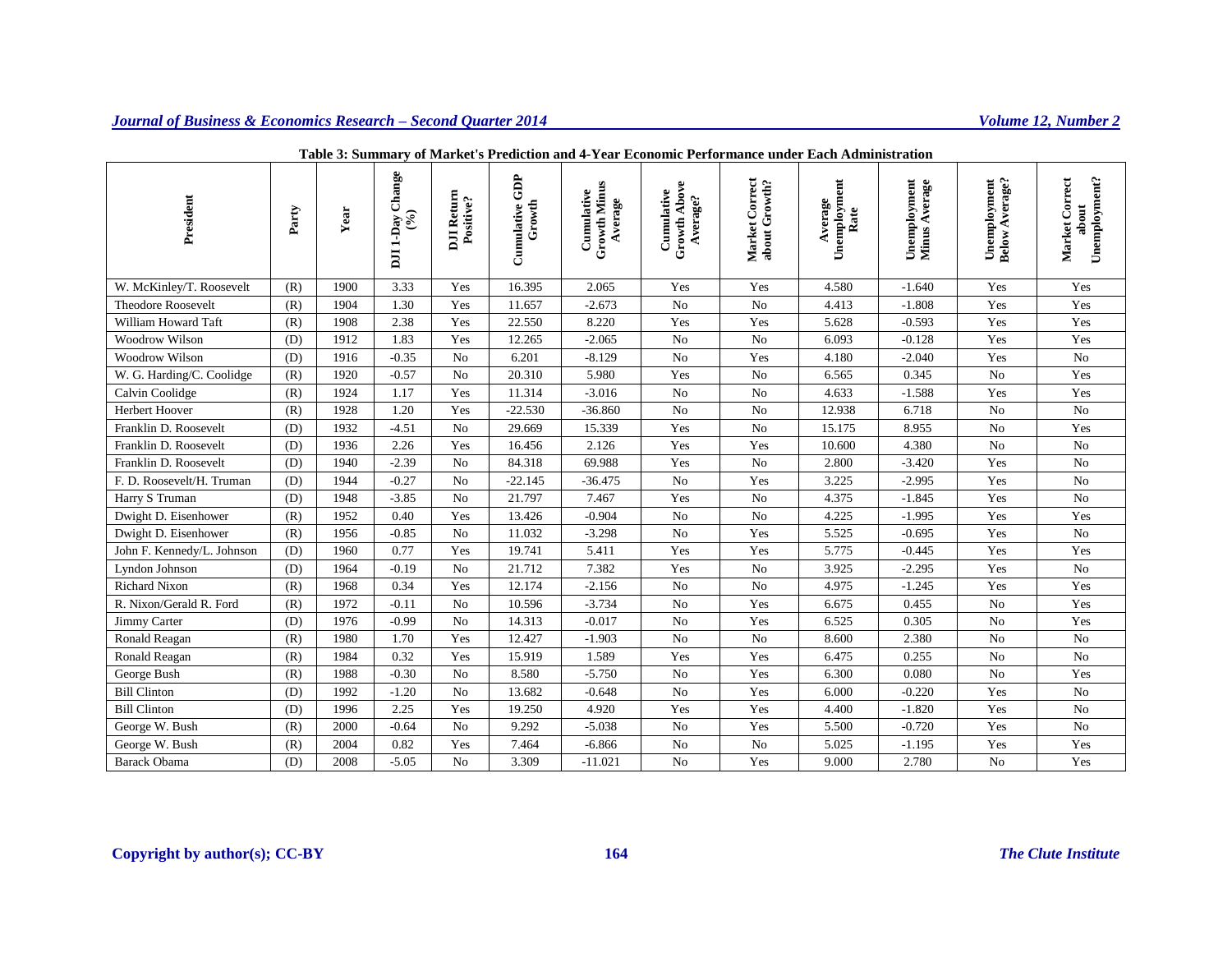**Table 3: Summary of Market's Prediction and 4-Year Economic Performance under Each Administration**

| President | Party | Year | DJI 1-Day Change (%) | DJI Return Positive? | Cumulative GDP Growth | Cumulative Growth Minus Average | Cumulative Growth Above Average? | Market Correct about Growth? | Average Unemployment Rate | Unemployment Minus Average | Unemployment Below Average? | Market Correct about Unemployment? |
|---|---|---|---|---|---|---|---|---|---|---|---|---|
| W. McKinley/T. Roosevelt | (R) | 1900 | 3.33 | Yes | 16.395 | 2.065 | Yes | Yes | 4.580 | -1.640 | Yes | Yes |
| Theodore Roosevelt | (R) | 1904 | 1.30 | Yes | 11.657 | -2.673 | No | No | 4.413 | -1.808 | Yes | Yes |
| William Howard Taft | (R) | 1908 | 2.38 | Yes | 22.550 | 8.220 | Yes | Yes | 5.628 | -0.593 | Yes | Yes |
| Woodrow Wilson | (D) | 1912 | 1.83 | Yes | 12.265 | -2.065 | No | No | 6.093 | -0.128 | Yes | Yes |
| Woodrow Wilson | (D) | 1916 | -0.35 | No | 6.201 | -8.129 | No | Yes | 4.180 | -2.040 | Yes | No |
| W. G. Harding/C. Coolidge | (R) | 1920 | -0.57 | No | 20.310 | 5.980 | Yes | No | 6.565 | 0.345 | No | Yes |
| Calvin Coolidge | (R) | 1924 | 1.17 | Yes | 11.314 | -3.016 | No | No | 4.633 | -1.588 | Yes | Yes |
| Herbert Hoover | (R) | 1928 | 1.20 | Yes | -22.530 | -36.860 | No | No | 12.938 | 6.718 | No | No |
| Franklin D. Roosevelt | (D) | 1932 | -4.51 | No | 29.669 | 15.339 | Yes | No | 15.175 | 8.955 | No | Yes |
| Franklin D. Roosevelt | (D) | 1936 | 2.26 | Yes | 16.456 | 2.126 | Yes | Yes | 10.600 | 4.380 | No | No |
| Franklin D. Roosevelt | (D) | 1940 | -2.39 | No | 84.318 | 69.988 | Yes | No | 2.800 | -3.420 | Yes | No |
| F. D. Roosevelt/H. Truman | (D) | 1944 | -0.27 | No | -22.145 | -36.475 | No | Yes | 3.225 | -2.995 | Yes | No |
| Harry S Truman | (D) | 1948 | -3.85 | No | 21.797 | 7.467 | Yes | No | 4.375 | -1.845 | Yes | No |
| Dwight D. Eisenhower | (R) | 1952 | 0.40 | Yes | 13.426 | -0.904 | No | No | 4.225 | -1.995 | Yes | Yes |
| Dwight D. Eisenhower | (R) | 1956 | -0.85 | No | 11.032 | -3.298 | No | Yes | 5.525 | -0.695 | Yes | No |
| John F. Kennedy/L. Johnson | (D) | 1960 | 0.77 | Yes | 19.741 | 5.411 | Yes | Yes | 5.775 | -0.445 | Yes | Yes |
| Lyndon Johnson | (D) | 1964 | -0.19 | No | 21.712 | 7.382 | Yes | No | 3.925 | -2.295 | Yes | No |
| Richard Nixon | (R) | 1968 | 0.34 | Yes | 12.174 | -2.156 | No | No | 4.975 | -1.245 | Yes | Yes |
| R. Nixon/Gerald R. Ford | (R) | 1972 | -0.11 | No | 10.596 | -3.734 | No | Yes | 6.675 | 0.455 | No | Yes |
| Jimmy Carter | (D) | 1976 | -0.99 | No | 14.313 | -0.017 | No | Yes | 6.525 | 0.305 | No | Yes |
| Ronald Reagan | (R) | 1980 | 1.70 | Yes | 12.427 | -1.903 | No | No | 8.600 | 2.380 | No | No |
| Ronald Reagan | (R) | 1984 | 0.32 | Yes | 15.919 | 1.589 | Yes | Yes | 6.475 | 0.255 | No | No |
| George Bush | (R) | 1988 | -0.30 | No | 8.580 | -5.750 | No | Yes | 6.300 | 0.080 | No | Yes |
| Bill Clinton | (D) | 1992 | -1.20 | No | 13.682 | -0.648 | No | Yes | 6.000 | -0.220 | Yes | No |
| Bill Clinton | (D) | 1996 | 2.25 | Yes | 19.250 | 4.920 | Yes | Yes | 4.400 | -1.820 | Yes | No |
| George W. Bush | (R) | 2000 | -0.64 | No | 9.292 | -5.038 | No | Yes | 5.500 | -0.720 | Yes | No |
| George W. Bush | (R) | 2004 | 0.82 | Yes | 7.464 | -6.866 | No | No | 5.025 | -1.195 | Yes | Yes |
| Barack Obama | (D) | 2008 | -5.05 | No | 3.309 | -11.021 | No | Yes | 9.000 | 2.780 | No | Yes |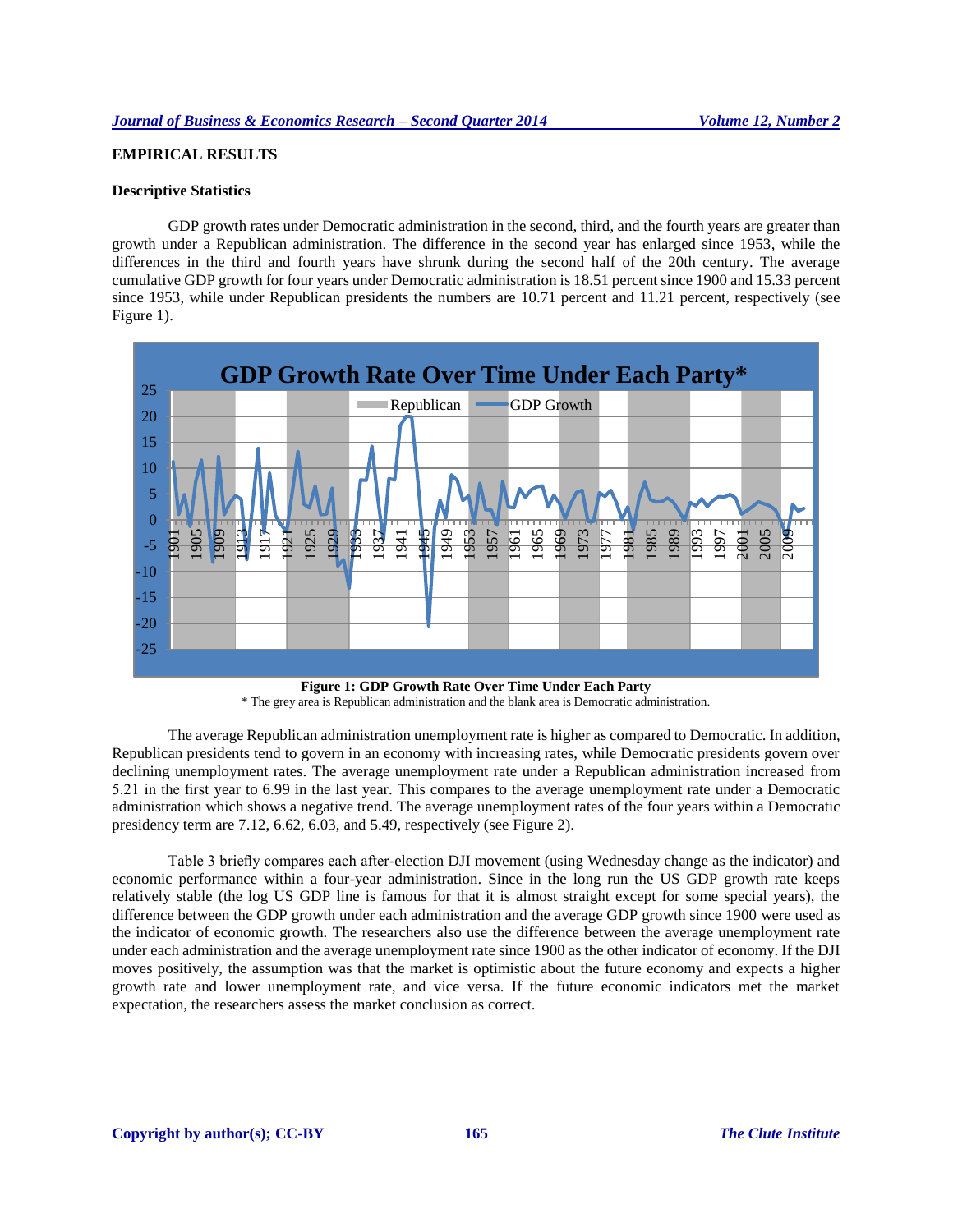## EMPIRICAL RESULTS

### Descriptive Statistics

GDP growth rates under Democratic administration in the second, third, and the fourth years are greater than growth under a Republican administration. The difference in the second year has enlarged since 1953, while the differences in the third and fourth years have shrunk during the second half of the 20th century. The average cumulative GDP growth for four years under Democratic administration is 18.51 percent since 1900 and 15.33 percent since 1953, while under Republican presidents the numbers are 10.71 percent and 11.21 percent, respectively (see Figure 1).

**Figure 1: GDP Growth Rate Over Time Under Each Party**

\* The grey area is Republican administration and the blank area is Democratic administration.

The average Republican administration unemployment rate is higher as compared to Democratic. In addition, Republican presidents tend to govern in an economy with increasing rates, while Democratic presidents govern over declining unemployment rates. The average unemployment rate under a Republican administration increased from 5.21 in the first year to 6.99 in the last year. This compares to the average unemployment rate under a Democratic administration which shows a negative trend. The average unemployment rates of the four years within a Democratic presidency term are 7.12, 6.62, 6.03, and 5.49, respectively (see Figure 2).

Table 3 briefly compares each after-election DJI movement (using Wednesday change as the indicator) and economic performance within a four-year administration. Since in the long run the US GDP growth rate keeps relatively stable (the log US GDP line is famous for that it is almost straight except for some special years), the difference between the GDP growth under each administration and the average GDP growth since 1900 were used as the indicator of economic growth. The researchers also use the difference between the average unemployment rate under each administration and the average unemployment rate since 1900 as the other indicator of economy. If the DJI moves positively, the assumption was that the market is optimistic about the future economy and expects a higher growth rate and lower unemployment rate, and vice versa. If the future economic indicators met the market expectation, the researchers assess the market conclusion as correct.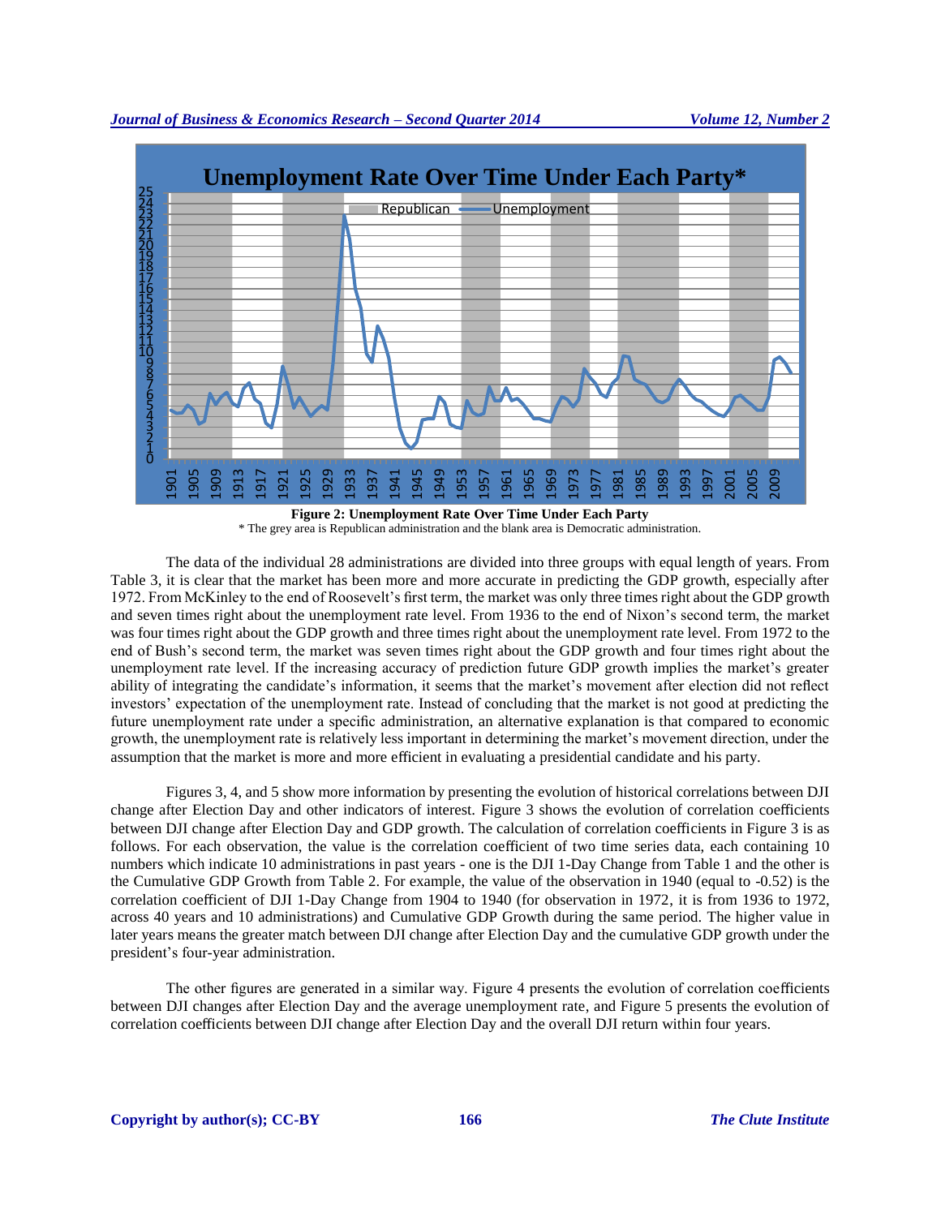**Figure 2: Unemployment Rate Over Time Under Each Party**

\* The grey area is Republican administration and the blank area is Democratic administration.

The data of the individual 28 administrations are divided into three groups with equal length of years. From Table 3, it is clear that the market has been more and more accurate in predicting the GDP growth, especially after 1972. From McKinley to the end of Roosevelt's first term, the market was only three times right about the GDP growth and seven times right about the unemployment rate level. From 1936 to the end of Nixon's second term, the market was four times right about the GDP growth and three times right about the unemployment rate level. From 1972 to the end of Bush's second term, the market was seven times right about the GDP growth and four times right about the unemployment rate level. If the increasing accuracy of prediction future GDP growth implies the market's greater ability of integrating the candidate's information, it seems that the market's movement after election did not reflect investors' expectation of the unemployment rate. Instead of concluding that the market is not good at predicting the future unemployment rate under a specific administration, an alternative explanation is that compared to economic growth, the unemployment rate is relatively less important in determining the market's movement direction, under the assumption that the market is more and more efficient in evaluating a presidential candidate and his party.

Figures 3, 4, and 5 show more information by presenting the evolution of historical correlations between DJI change after Election Day and other indicators of interest. Figure 3 shows the evolution of correlation coefficients between DJI change after Election Day and GDP growth. The calculation of correlation coefficients in Figure 3 is as follows. For each observation, the value is the correlation coefficient of two time series data, each containing 10 numbers which indicate 10 administrations in past years - one is the DJI 1-Day Change from Table 1 and the other is the Cumulative GDP Growth from Table 2. For example, the value of the observation in 1940 (equal to -0.52) is the correlation coefficient of DJI 1-Day Change from 1904 to 1940 (for observation in 1972, it is from 1936 to 1972, across 40 years and 10 administrations) and Cumulative GDP Growth during the same period. The higher value in later years means the greater match between DJI change after Election Day and the cumulative GDP growth under the president's four-year administration.

The other figures are generated in a similar way. Figure 4 presents the evolution of correlation coefficients between DJI changes after Election Day and the average unemployment rate, and Figure 5 presents the evolution of correlation coefficients between DJI change after Election Day and the overall DJI return within four years.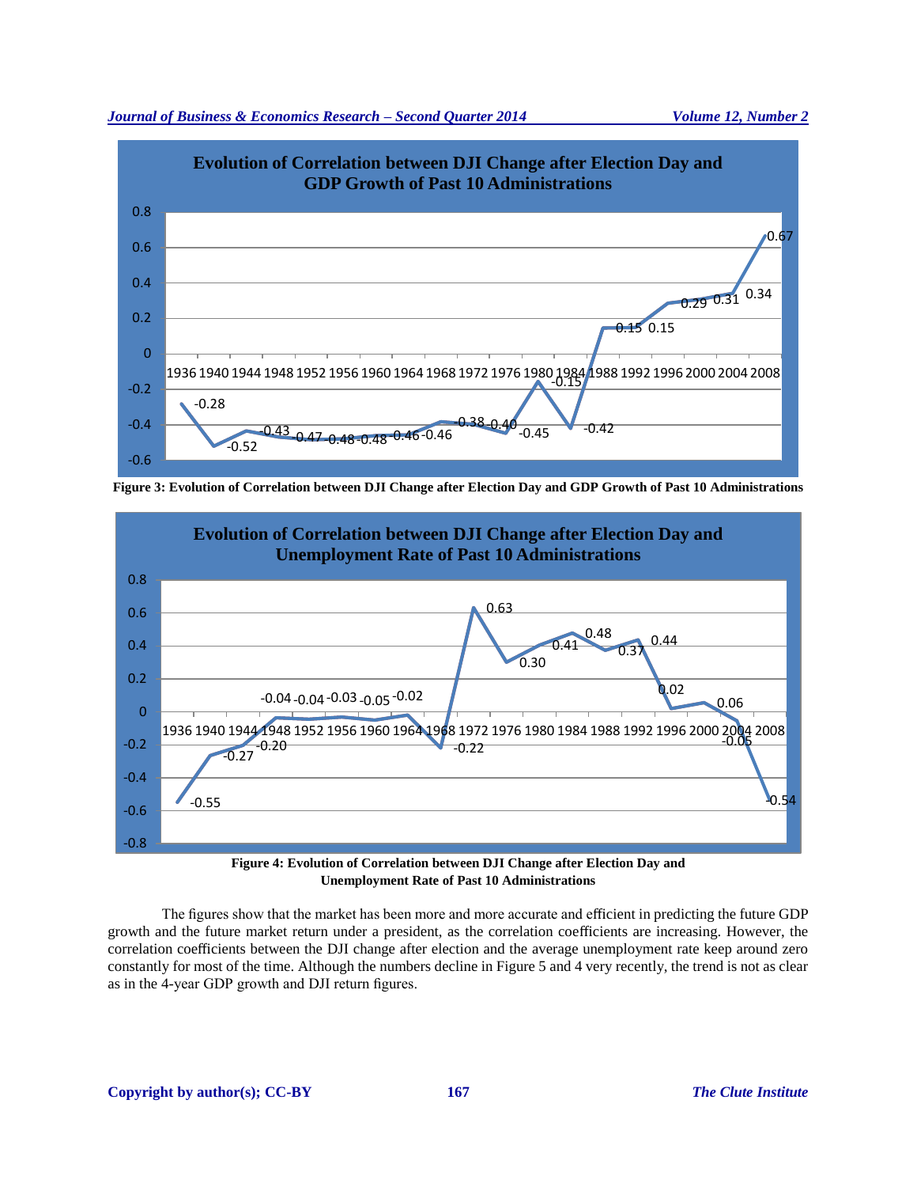**Figure 3: Evolution of Correlation between DJI Change after Election Day and GDP Growth of Past 10 Administrations**

**Figure 4: Evolution of Correlation between DJI Change after Election Day and Unemployment Rate of Past 10 Administrations**

The figures show that the market has been more and more accurate and efficient in predicting the future GDP growth and the future market return under a president, as the correlation coefficients are increasing. However, the correlation coefficients between the DJI change after election and the average unemployment rate keep around zero constantly for most of the time. Although the numbers decline in Figure 5 and 4 very recently, the trend is not as clear as in the 4-year GDP growth and DJI return figures.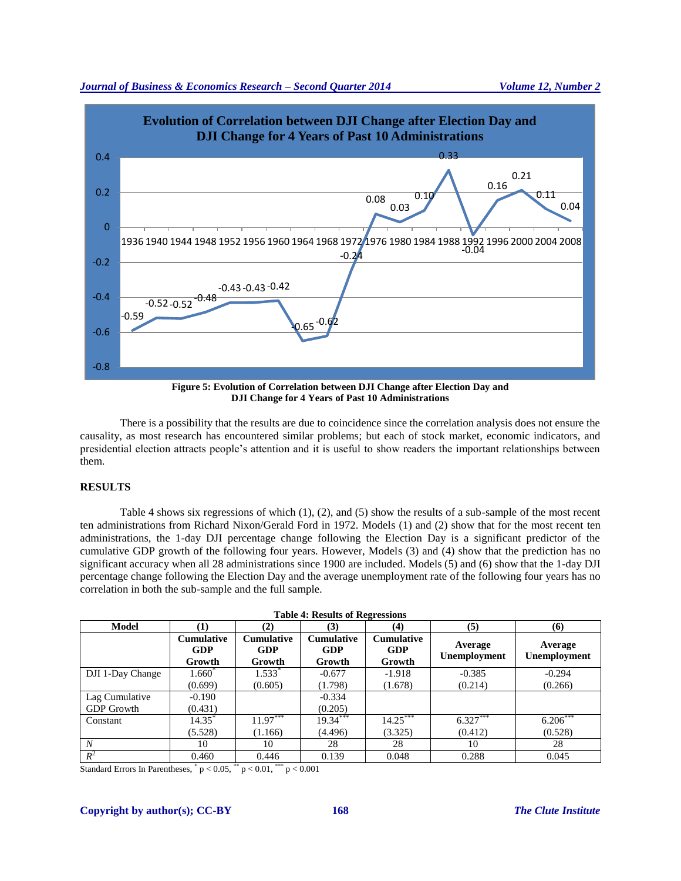Figure 5: Evolution of Correlation between DJI Change after Election Day and DJI Change for 4 Years of Past 10 Administrations

There is a possibility that the results are due to coincidence since the correlation analysis does not ensure the causality, as most research has encountered similar problems; but each of stock market, economic indicators, and presidential election attracts people's attention and it is useful to show readers the important relationships between them.

## RESULTS

Table 4 shows six regressions of which (1), (2), and (5) show the results of a sub-sample of the most recent ten administrations from Richard Nixon/Gerald Ford in 1972. Models (1) and (2) show that for the most recent ten administrations, the 1-day DJI percentage change following the Election Day is a significant predictor of the cumulative GDP growth of the following four years. However, Models (3) and (4) show that the prediction has no significant accuracy when all 28 administrations since 1900 are included. Models (5) and (6) show that the 1-day DJI percentage change following the Election Day and the average unemployment rate of the following four years has no correlation in both the sub-sample and the full sample.

**Table 4: Results of Regressions**

| Model | (1) | (2) | (3) | (4) | (5) | (6) |
|---|---|---|---|---|---|---|
| | Cumulative GDP Growth | Cumulative GDP Growth | Cumulative GDP Growth | Cumulative GDP Growth | Average Unemployment | Average Unemployment |
| DJI 1-Day Change | $1.660^{*}$ | $1.533^{*}$ | -0.677 | -1.918 | -0.385 | -0.294 |
| | (0.699) | (0.605) | (1.798) | (1.678) | (0.214) | (0.266) |
| Lag Cumulative GDP Growth | -0.190 | | -0.334 | | | |
| | (0.431) | | (0.205) | | | |
| Constant | $14.35^{*}$ | $11.97^{***}$ | $19.34^{***}$ | $14.25^{***}$ | $6.327^{***}$ | $6.206^{***}$ |
| | (5.528) | (1.166) | (4.496) | (3.325) | (0.412) | (0.528) |
| *N* | 10 | 10 | 28 | 28 | 10 | 28 |
| $R^2$ | 0.460 | 0.446 | 0.139 | 0.048 | 0.288 | 0.045 |

Standard Errors In Parentheses, $^{*}$ $p < 0.05$, $^{**}$ $p < 0.01$, $^{***}$ $p < 0.001$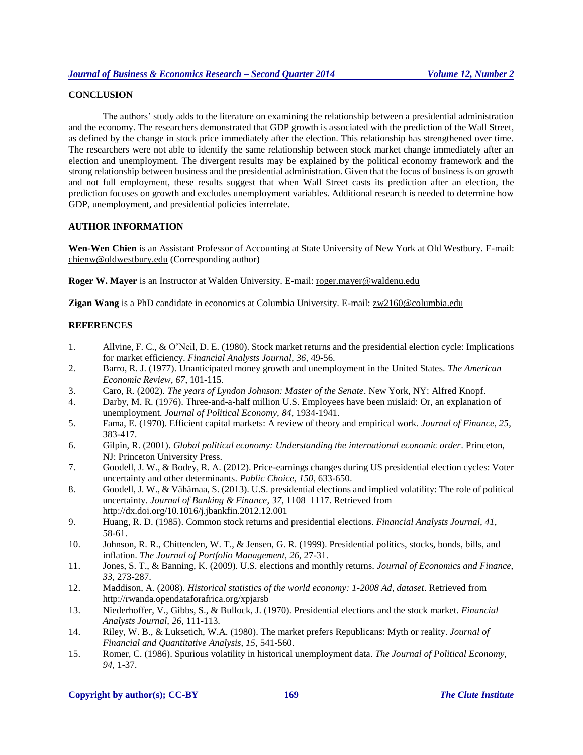## CONCLUSION

The authors' study adds to the literature on examining the relationship between a presidential administration and the economy. The researchers demonstrated that GDP growth is associated with the prediction of the Wall Street, as defined by the change in stock price immediately after the election. This relationship has strengthened over time. The researchers were not able to identify the same relationship between stock market change immediately after an election and unemployment. The divergent results may be explained by the political economy framework and the strong relationship between business and the presidential administration. Given that the focus of business is on growth and not full employment, these results suggest that when Wall Street casts its prediction after an election, the prediction focuses on growth and excludes unemployment variables. Additional research is needed to determine how GDP, unemployment, and presidential policies interrelate.

## AUTHOR INFORMATION

**Wen-Wen Chien** is an Assistant Professor of Accounting at State University of New York at Old Westbury. E-mail: chienw@oldwestbury.edu (Corresponding author)

**Roger W. Mayer** is an Instructor at Walden University. E-mail: roger.mayer@waldenu.edu

**Zigan Wang** is a PhD candidate in economics at Columbia University. E-mail: zw2160@columbia.edu

## REFERENCES

1. Allvine, F. C., & O'Neil, D. E. (1980). Stock market returns and the presidential election cycle: Implications for market efficiency. *Financial Analysts Journal, 36*, 49-56.
2. Barro, R. J. (1977). Unanticipated money growth and unemployment in the United States. *The American Economic Review, 67*, 101-115.
3. Caro, R. (2002). *The years of Lyndon Johnson: Master of the Senate*. New York, NY: Alfred Knopf.
4. Darby, M. R. (1976). Three-and-a-half million U.S. Employees have been mislaid: Or, an explanation of unemployment. *Journal of Political Economy, 84*, 1934-1941.
5. Fama, E. (1970). Efficient capital markets: A review of theory and empirical work. *Journal of Finance, 25*, 383-417.
6. Gilpin, R. (2001). *Global political economy: Understanding the international economic order*. Princeton, NJ: Princeton University Press.
7. Goodell, J. W., & Bodey, R. A. (2012). Price-earnings changes during US presidential election cycles: Voter uncertainty and other determinants. *Public Choice, 150*, 633-650.
8. Goodell, J. W., & Vähämaa, S. (2013). U.S. presidential elections and implied volatility: The role of political uncertainty. *Journal of Banking & Finance, 37*, 1108–1117. Retrieved from http://dx.doi.org/10.1016/j.jbankfin.2012.12.001
9. Huang, R. D. (1985). Common stock returns and presidential elections. *Financial Analysts Journal, 41*, 58-61.
10. Johnson, R. R., Chittenden, W. T., & Jensen, G. R. (1999). Presidential politics, stocks, bonds, bills, and inflation. *The Journal of Portfolio Management, 26*, 27-31.
11. Jones, S. T., & Banning, K. (2009). U.S. elections and monthly returns. *Journal of Economics and Finance, 33*, 273-287.
12. Maddison, A. (2008). *Historical statistics of the world economy: 1-2008 Ad, dataset*. Retrieved from http://rwanda.opendataforafrica.org/xpjarsb
13. Niederhoffer, V., Gibbs, S., & Bullock, J. (1970). Presidential elections and the stock market. *Financial Analysts Journal, 26*, 111-113.
14. Riley, W. B., & Luksetich, W.A. (1980). The market prefers Republicans: Myth or reality. *Journal of Financial and Quantitative Analysis, 15*, 541-560.
15. Romer, C. (1986). Spurious volatility in historical unemployment data. *The Journal of Political Economy, 94*, 1-37.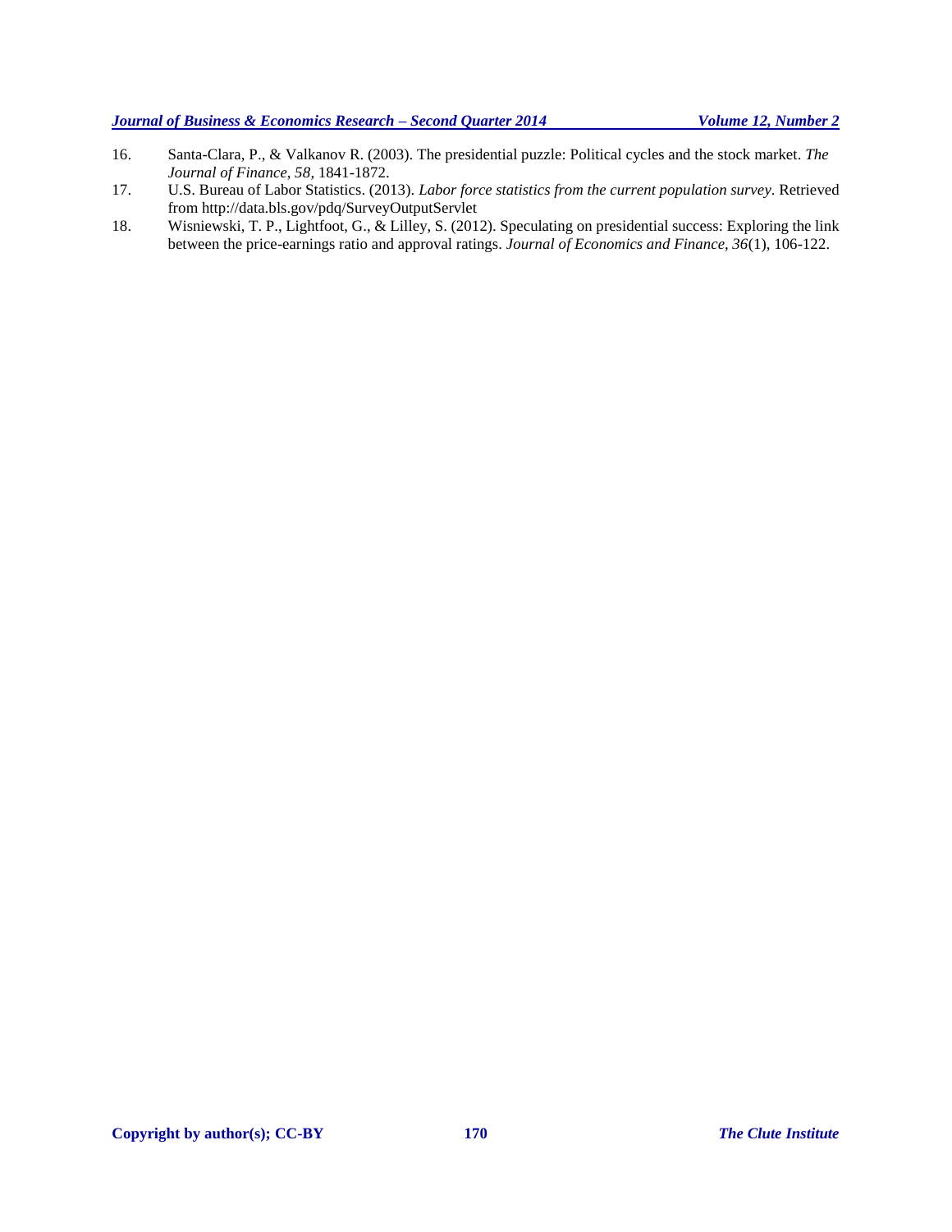16. Santa-Clara, P., & Valkanov R. (2003). The presidential puzzle: Political cycles and the stock market. *The Journal of Finance, 58*, 1841-1872.
17. U.S. Bureau of Labor Statistics. (2013). *Labor force statistics from the current population survey*. Retrieved from http://data.bls.gov/pdq/SurveyOutputServlet
18. Wisniewski, T. P., Lightfoot, G., & Lilley, S. (2012). Speculating on presidential success: Exploring the link between the price-earnings ratio and approval ratings. *Journal of Economics and Finance, 36*(1), 106-122.